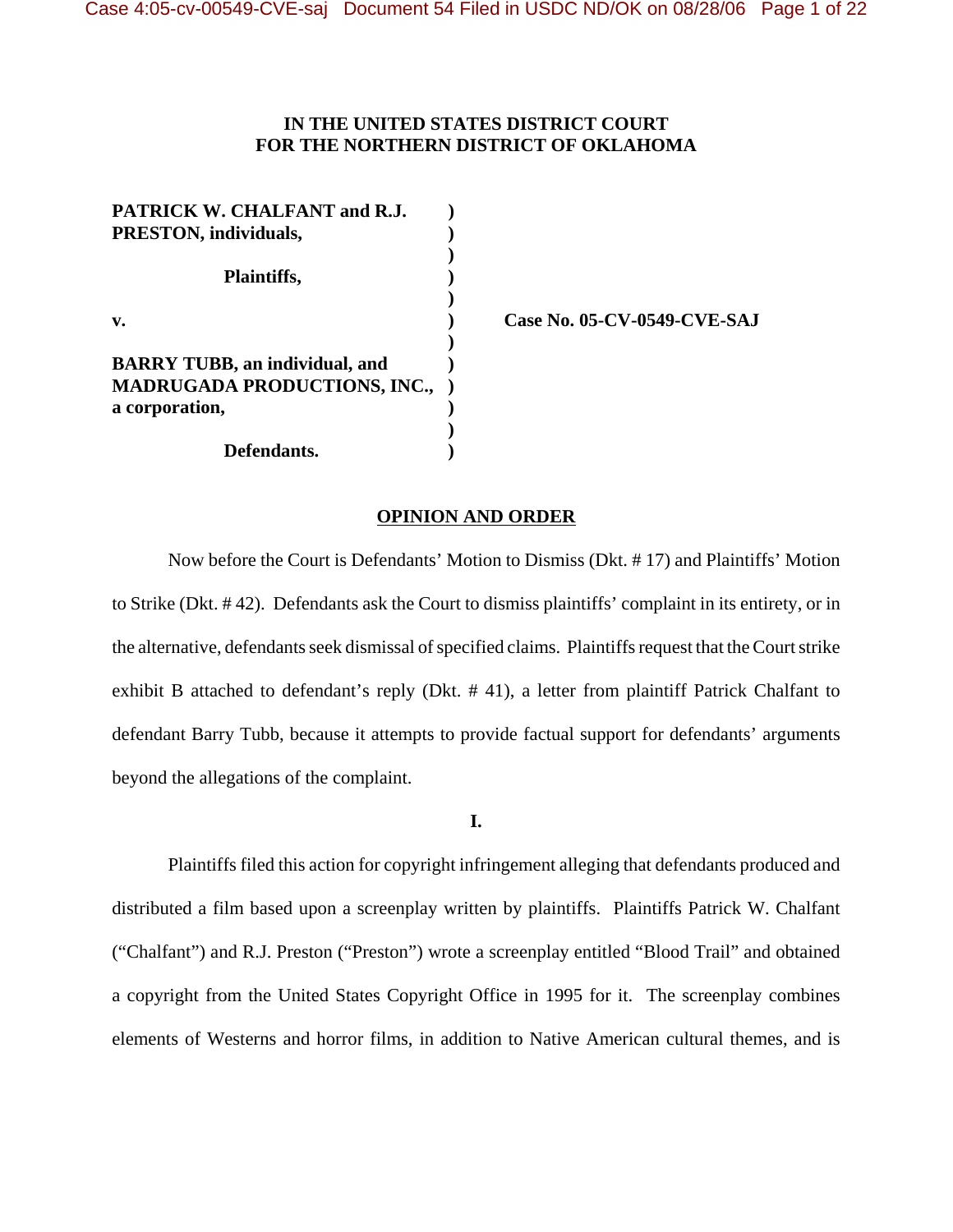**IN THE UNITED STATES DISTRICT COURT**
**FOR THE NORTHERN DISTRICT OF OKLAHOMA**

| | | |
|---|---|---|
| **PATRICK W. CHALFANT and R.J. PRESTON, individuals,** | ) | |
| | ) | |
| **Plaintiffs,** | ) | |
| | ) | |
| **v.** | ) | **Case No. 05-CV-0549-CVE-SAJ** |
| | ) | |
| **BARRY TUBB, an individual, and MADRUGADA PRODUCTIONS, INC., a corporation,** | ) | |
| | ) | |
| **Defendants.** | ) | |

## OPINION AND ORDER

Now before the Court is Defendants' Motion to Dismiss (Dkt. # 17) and Plaintiffs' Motion to Strike (Dkt. # 42). Defendants ask the Court to dismiss plaintiffs' complaint in its entirety, or in the alternative, defendants seek dismissal of specified claims. Plaintiffs request that the Court strike exhibit B attached to defendant's reply (Dkt. # 41), a letter from plaintiff Patrick Chalfant to defendant Barry Tubb, because it attempts to provide factual support for defendants' arguments beyond the allegations of the complaint.

### I.

Plaintiffs filed this action for copyright infringement alleging that defendants produced and distributed a film based upon a screenplay written by plaintiffs. Plaintiffs Patrick W. Chalfant ("Chalfant") and R.J. Preston ("Preston") wrote a screenplay entitled "Blood Trail" and obtained a copyright from the United States Copyright Office in 1995 for it. The screenplay combines elements of Westerns and horror films, in addition to Native American cultural themes, and is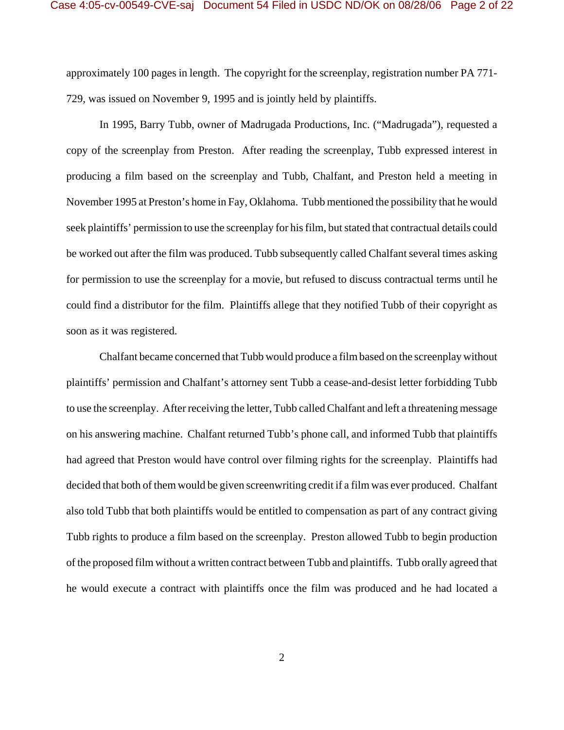approximately 100 pages in length. The copyright for the screenplay, registration number PA 771-729, was issued on November 9, 1995 and is jointly held by plaintiffs.

In 1995, Barry Tubb, owner of Madrugada Productions, Inc. ("Madrugada"), requested a copy of the screenplay from Preston. After reading the screenplay, Tubb expressed interest in producing a film based on the screenplay and Tubb, Chalfant, and Preston held a meeting in November 1995 at Preston's home in Fay, Oklahoma. Tubb mentioned the possibility that he would seek plaintiffs' permission to use the screenplay for his film, but stated that contractual details could be worked out after the film was produced. Tubb subsequently called Chalfant several times asking for permission to use the screenplay for a movie, but refused to discuss contractual terms until he could find a distributor for the film. Plaintiffs allege that they notified Tubb of their copyright as soon as it was registered.

Chalfant became concerned that Tubb would produce a film based on the screenplay without plaintiffs' permission and Chalfant's attorney sent Tubb a cease-and-desist letter forbidding Tubb to use the screenplay. After receiving the letter, Tubb called Chalfant and left a threatening message on his answering machine. Chalfant returned Tubb's phone call, and informed Tubb that plaintiffs had agreed that Preston would have control over filming rights for the screenplay. Plaintiffs had decided that both of them would be given screenwriting credit if a film was ever produced. Chalfant also told Tubb that both plaintiffs would be entitled to compensation as part of any contract giving Tubb rights to produce a film based on the screenplay. Preston allowed Tubb to begin production of the proposed film without a written contract between Tubb and plaintiffs. Tubb orally agreed that he would execute a contract with plaintiffs once the film was produced and he had located a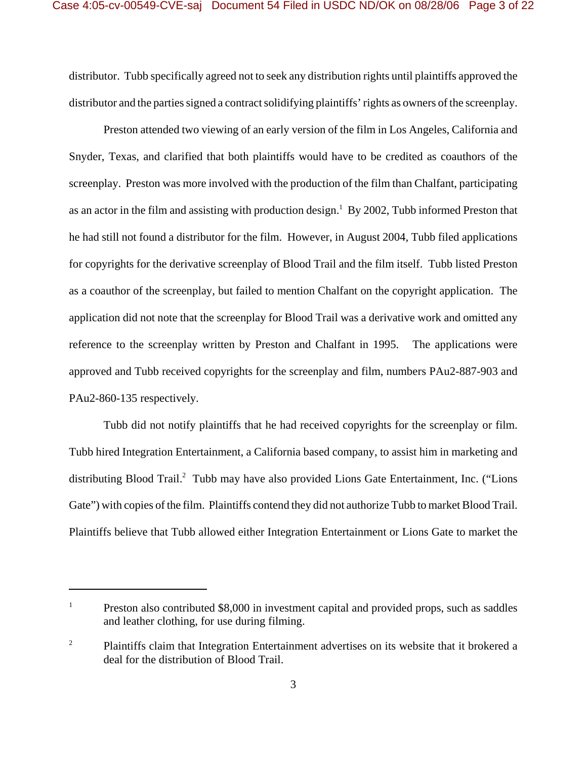distributor. Tubb specifically agreed not to seek any distribution rights until plaintiffs approved the distributor and the parties signed a contract solidifying plaintiffs' rights as owners of the screenplay.

Preston attended two viewing of an early version of the film in Los Angeles, California and Snyder, Texas, and clarified that both plaintiffs would have to be credited as coauthors of the screenplay. Preston was more involved with the production of the film than Chalfant, participating as an actor in the film and assisting with production design.[1] By 2002, Tubb informed Preston that he had still not found a distributor for the film. However, in August 2004, Tubb filed applications for copyrights for the derivative screenplay of Blood Trail and the film itself. Tubb listed Preston as a coauthor of the screenplay, but failed to mention Chalfant on the copyright application. The application did not note that the screenplay for Blood Trail was a derivative work and omitted any reference to the screenplay written by Preston and Chalfant in 1995. The applications were approved and Tubb received copyrights for the screenplay and film, numbers PAu2-887-903 and PAu2-860-135 respectively.

Tubb did not notify plaintiffs that he had received copyrights for the screenplay or film. Tubb hired Integration Entertainment, a California based company, to assist him in marketing and distributing Blood Trail.[2] Tubb may have also provided Lions Gate Entertainment, Inc. ("Lions Gate") with copies of the film. Plaintiffs contend they did not authorize Tubb to market Blood Trail. Plaintiffs believe that Tubb allowed either Integration Entertainment or Lions Gate to market the

---

[1] Preston also contributed $8,000 in investment capital and provided props, such as saddles and leather clothing, for use during filming.

[2] Plaintiffs claim that Integration Entertainment advertises on its website that it brokered a deal for the distribution of Blood Trail.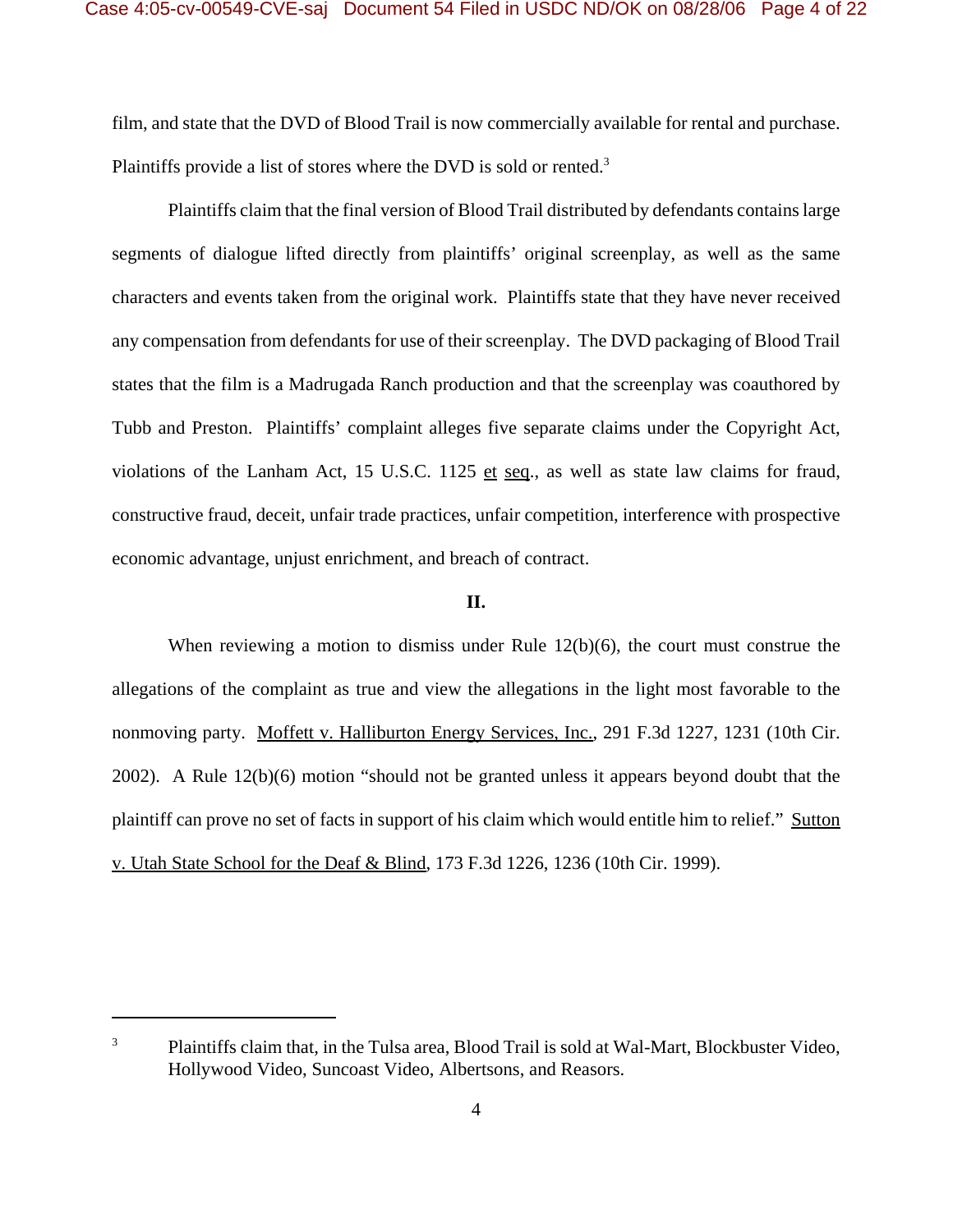film, and state that the DVD of Blood Trail is now commercially available for rental and purchase. Plaintiffs provide a list of stores where the DVD is sold or rented.[3]

Plaintiffs claim that the final version of Blood Trail distributed by defendants contains large segments of dialogue lifted directly from plaintiffs' original screenplay, as well as the same characters and events taken from the original work. Plaintiffs state that they have never received any compensation from defendants for use of their screenplay. The DVD packaging of Blood Trail states that the film is a Madrugada Ranch production and that the screenplay was coauthored by Tubb and Preston. Plaintiffs' complaint alleges five separate claims under the Copyright Act, violations of the Lanham Act, 15 U.S.C. 1125 et seq., as well as state law claims for fraud, constructive fraud, deceit, unfair trade practices, unfair competition, interference with prospective economic advantage, unjust enrichment, and breach of contract.

**II.**

When reviewing a motion to dismiss under Rule 12(b)(6), the court must construe the allegations of the complaint as true and view the allegations in the light most favorable to the nonmoving party. Moffett v. Halliburton Energy Services, Inc., 291 F.3d 1227, 1231 (10th Cir. 2002). A Rule 12(b)(6) motion "should not be granted unless it appears beyond doubt that the plaintiff can prove no set of facts in support of his claim which would entitle him to relief." Sutton v. Utah State School for the Deaf & Blind, 173 F.3d 1226, 1236 (10th Cir. 1999).

[3] Plaintiffs claim that, in the Tulsa area, Blood Trail is sold at Wal-Mart, Blockbuster Video, Hollywood Video, Suncoast Video, Albertsons, and Reasors.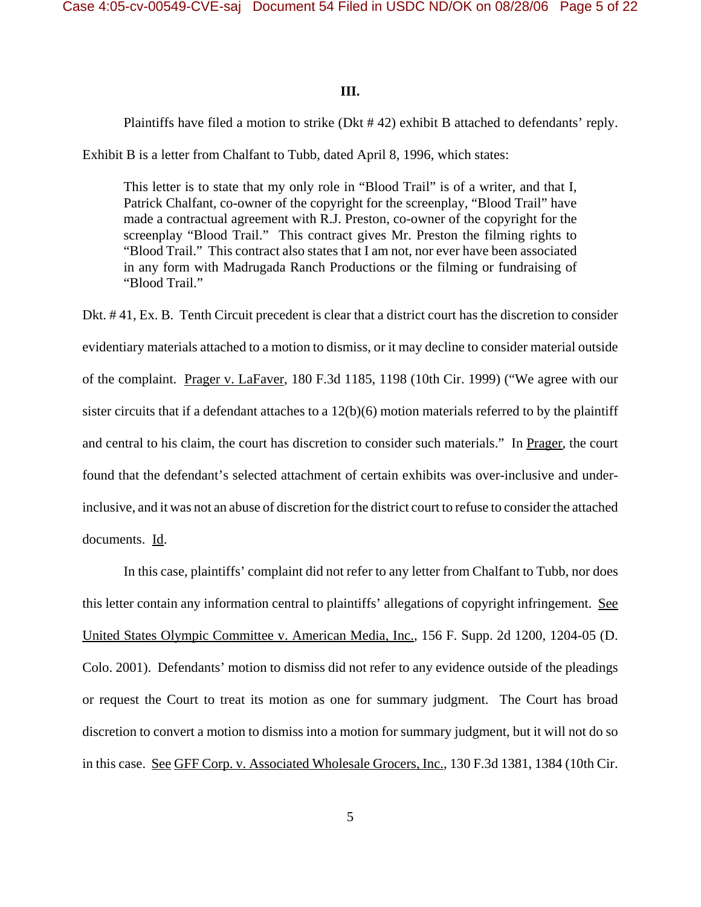### III.

Plaintiffs have filed a motion to strike (Dkt # 42) exhibit B attached to defendants' reply. Exhibit B is a letter from Chalfant to Tubb, dated April 8, 1996, which states:

> This letter is to state that my only role in "Blood Trail" is of a writer, and that I, Patrick Chalfant, co-owner of the copyright for the screenplay, "Blood Trail" have made a contractual agreement with R.J. Preston, co-owner of the copyright for the screenplay "Blood Trail." This contract gives Mr. Preston the filming rights to "Blood Trail." This contract also states that I am not, nor ever have been associated in any form with Madrugada Ranch Productions or the filming or fundraising of "Blood Trail."

Dkt. # 41, Ex. B. Tenth Circuit precedent is clear that a district court has the discretion to consider evidentiary materials attached to a motion to dismiss, or it may decline to consider material outside of the complaint. Prager v. LaFaver, 180 F.3d 1185, 1198 (10th Cir. 1999) ("We agree with our sister circuits that if a defendant attaches to a 12(b)(6) motion materials referred to by the plaintiff and central to his claim, the court has discretion to consider such materials." In Prager, the court found that the defendant's selected attachment of certain exhibits was over-inclusive and under-inclusive, and it was not an abuse of discretion for the district court to refuse to consider the attached documents. Id.

In this case, plaintiffs' complaint did not refer to any letter from Chalfant to Tubb, nor does this letter contain any information central to plaintiffs' allegations of copyright infringement. See United States Olympic Committee v. American Media, Inc., 156 F. Supp. 2d 1200, 1204-05 (D. Colo. 2001). Defendants' motion to dismiss did not refer to any evidence outside of the pleadings or request the Court to treat its motion as one for summary judgment. The Court has broad discretion to convert a motion to dismiss into a motion for summary judgment, but it will not do so in this case. See GFF Corp. v. Associated Wholesale Grocers, Inc., 130 F.3d 1381, 1384 (10th Cir.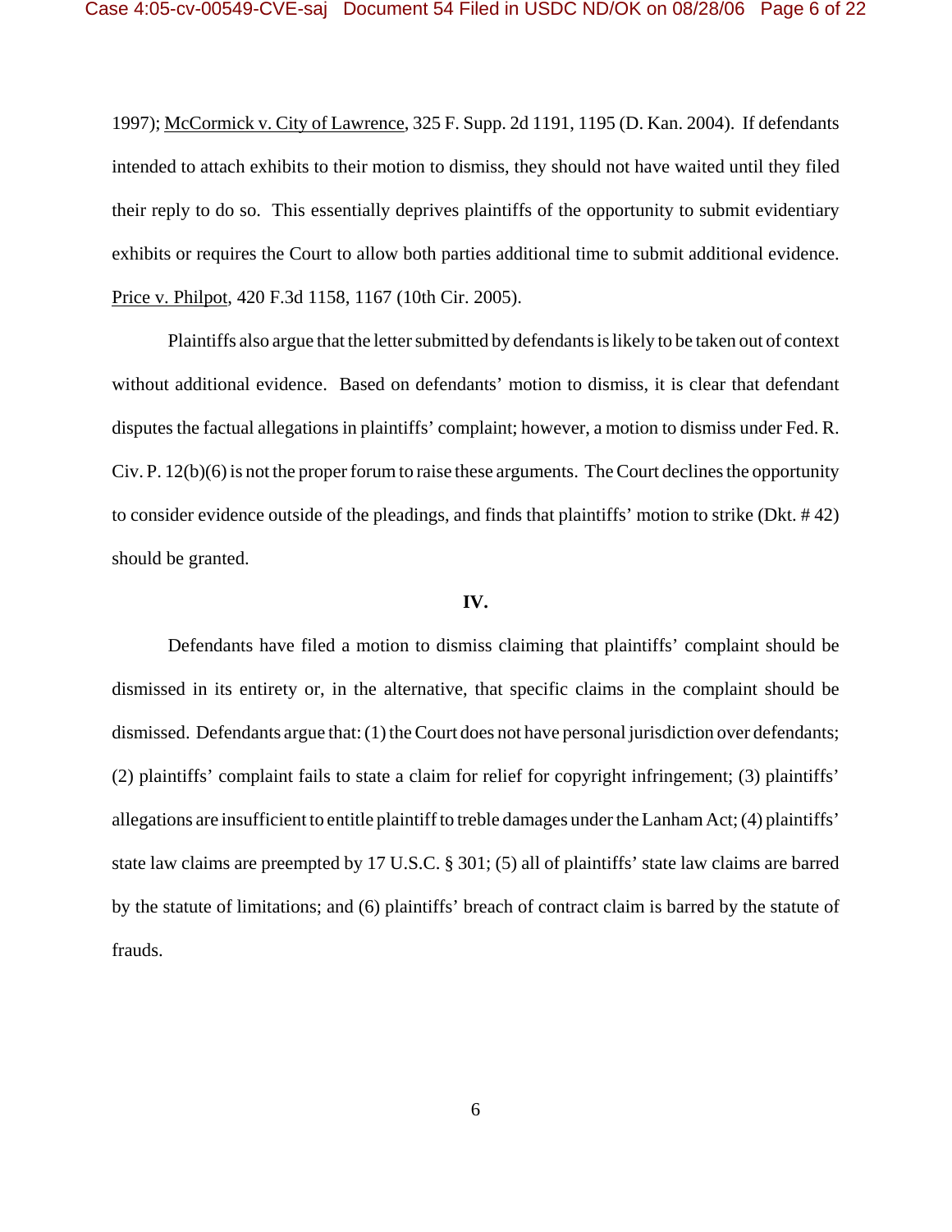1997); McCormick v. City of Lawrence, 325 F. Supp. 2d 1191, 1195 (D. Kan. 2004). If defendants intended to attach exhibits to their motion to dismiss, they should not have waited until they filed their reply to do so. This essentially deprives plaintiffs of the opportunity to submit evidentiary exhibits or requires the Court to allow both parties additional time to submit additional evidence. Price v. Philpot, 420 F.3d 1158, 1167 (10th Cir. 2005).

Plaintiffs also argue that the letter submitted by defendants is likely to be taken out of context without additional evidence. Based on defendants' motion to dismiss, it is clear that defendant disputes the factual allegations in plaintiffs' complaint; however, a motion to dismiss under Fed. R. Civ. P. 12(b)(6) is not the proper forum to raise these arguments. The Court declines the opportunity to consider evidence outside of the pleadings, and finds that plaintiffs' motion to strike (Dkt. # 42) should be granted.

## IV.

Defendants have filed a motion to dismiss claiming that plaintiffs' complaint should be dismissed in its entirety or, in the alternative, that specific claims in the complaint should be dismissed. Defendants argue that: (1) the Court does not have personal jurisdiction over defendants; (2) plaintiffs' complaint fails to state a claim for relief for copyright infringement; (3) plaintiffs' allegations are insufficient to entitle plaintiff to treble damages under the Lanham Act; (4) plaintiffs' state law claims are preempted by 17 U.S.C. § 301; (5) all of plaintiffs' state law claims are barred by the statute of limitations; and (6) plaintiffs' breach of contract claim is barred by the statute of frauds.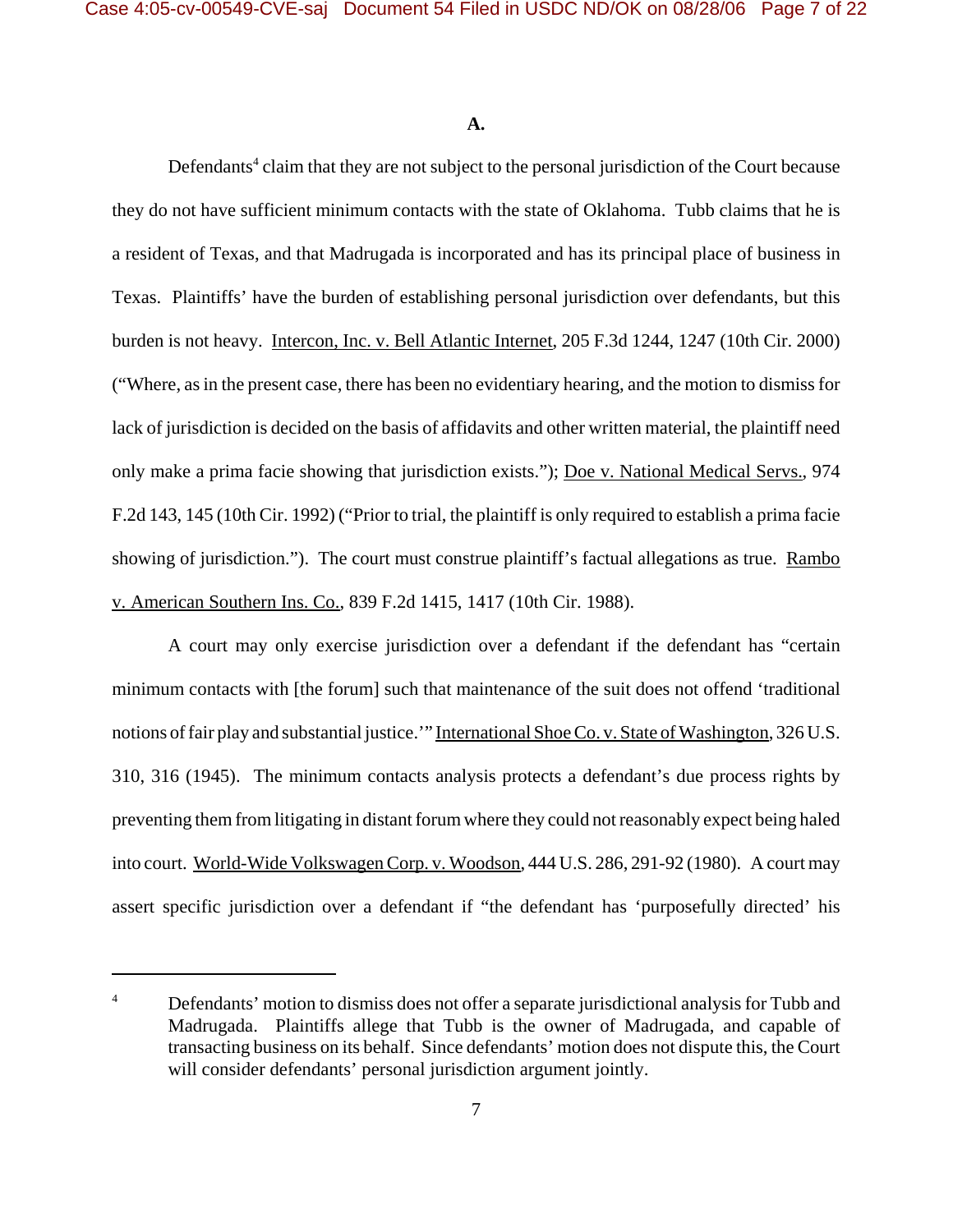**A.**

Defendants[4] claim that they are not subject to the personal jurisdiction of the Court because they do not have sufficient minimum contacts with the state of Oklahoma. Tubb claims that he is a resident of Texas, and that Madrugada is incorporated and has its principal place of business in Texas. Plaintiffs' have the burden of establishing personal jurisdiction over defendants, but this burden is not heavy. Intercon, Inc. v. Bell Atlantic Internet, 205 F.3d 1244, 1247 (10th Cir. 2000) ("Where, as in the present case, there has been no evidentiary hearing, and the motion to dismiss for lack of jurisdiction is decided on the basis of affidavits and other written material, the plaintiff need only make a prima facie showing that jurisdiction exists."); Doe v. National Medical Servs., 974 F.2d 143, 145 (10th Cir. 1992) ("Prior to trial, the plaintiff is only required to establish a prima facie showing of jurisdiction."). The court must construe plaintiff's factual allegations as true. Rambo v. American Southern Ins. Co., 839 F.2d 1415, 1417 (10th Cir. 1988).

A court may only exercise jurisdiction over a defendant if the defendant has "certain minimum contacts with [the forum] such that maintenance of the suit does not offend 'traditional notions of fair play and substantial justice.'" International Shoe Co. v. State of Washington, 326 U.S. 310, 316 (1945). The minimum contacts analysis protects a defendant's due process rights by preventing them from litigating in distant forum where they could not reasonably expect being haled into court. World-Wide Volkswagen Corp. v. Woodson, 444 U.S. 286, 291-92 (1980). A court may assert specific jurisdiction over a defendant if "the defendant has 'purposefully directed' his

---

[4] Defendants' motion to dismiss does not offer a separate jurisdictional analysis for Tubb and Madrugada. Plaintiffs allege that Tubb is the owner of Madrugada, and capable of transacting business on its behalf. Since defendants' motion does not dispute this, the Court will consider defendants' personal jurisdiction argument jointly.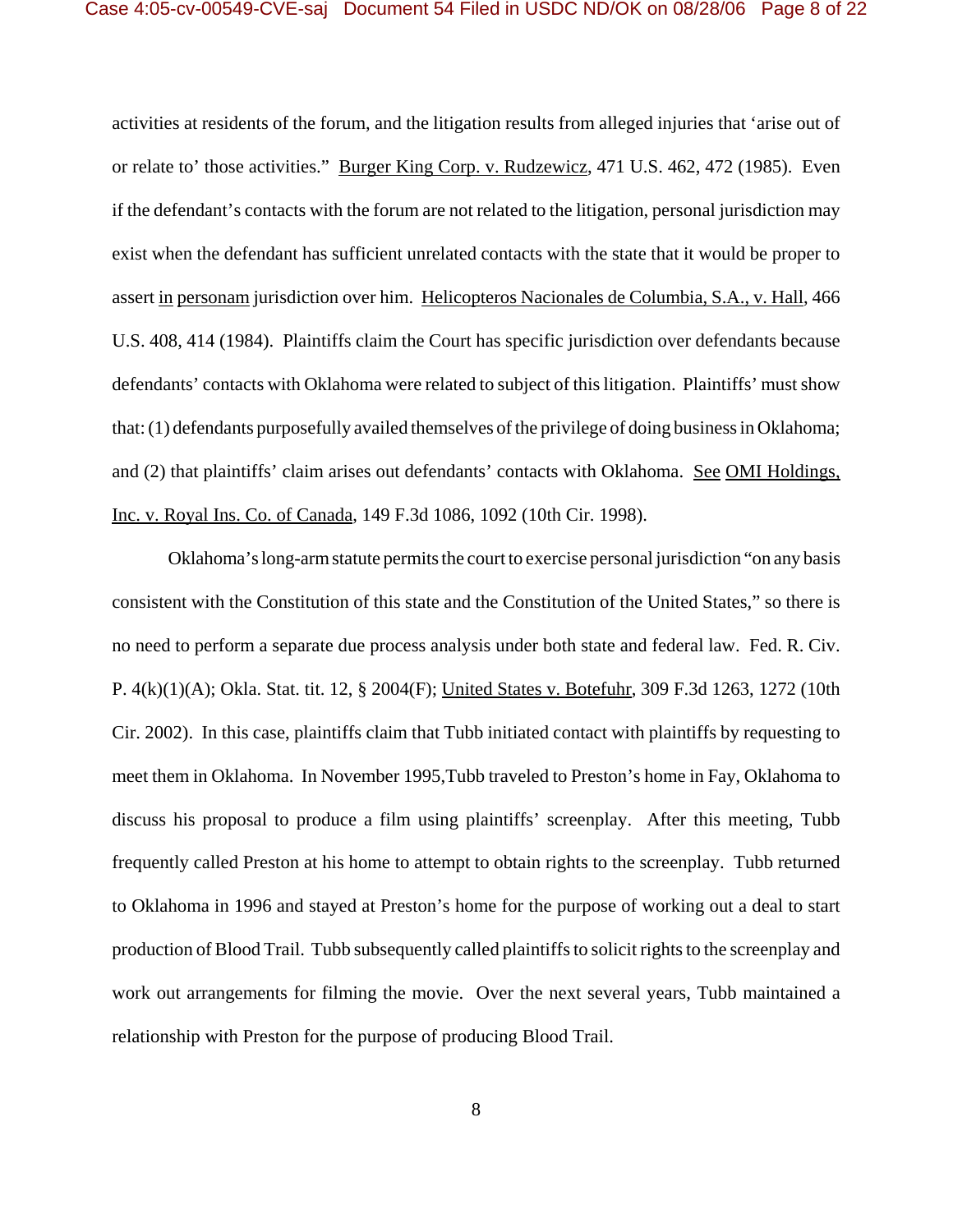activities at residents of the forum, and the litigation results from alleged injuries that 'arise out of or relate to' those activities." Burger King Corp. v. Rudzewicz, 471 U.S. 462, 472 (1985). Even if the defendant's contacts with the forum are not related to the litigation, personal jurisdiction may exist when the defendant has sufficient unrelated contacts with the state that it would be proper to assert in personam jurisdiction over him. Helicopteros Nacionales de Columbia, S.A., v. Hall, 466 U.S. 408, 414 (1984). Plaintiffs claim the Court has specific jurisdiction over defendants because defendants' contacts with Oklahoma were related to subject of this litigation. Plaintiffs' must show that: (1) defendants purposefully availed themselves of the privilege of doing business in Oklahoma; and (2) that plaintiffs' claim arises out defendants' contacts with Oklahoma. See OMI Holdings, Inc. v. Royal Ins. Co. of Canada, 149 F.3d 1086, 1092 (10th Cir. 1998).

Oklahoma's long-arm statute permits the court to exercise personal jurisdiction "on any basis consistent with the Constitution of this state and the Constitution of the United States," so there is no need to perform a separate due process analysis under both state and federal law. Fed. R. Civ. P. 4(k)(1)(A); Okla. Stat. tit. 12, § 2004(F); United States v. Botefuhr, 309 F.3d 1263, 1272 (10th Cir. 2002). In this case, plaintiffs claim that Tubb initiated contact with plaintiffs by requesting to meet them in Oklahoma. In November 1995,Tubb traveled to Preston's home in Fay, Oklahoma to discuss his proposal to produce a film using plaintiffs' screenplay. After this meeting, Tubb frequently called Preston at his home to attempt to obtain rights to the screenplay. Tubb returned to Oklahoma in 1996 and stayed at Preston's home for the purpose of working out a deal to start production of Blood Trail. Tubb subsequently called plaintiffs to solicit rights to the screenplay and work out arrangements for filming the movie. Over the next several years, Tubb maintained a relationship with Preston for the purpose of producing Blood Trail.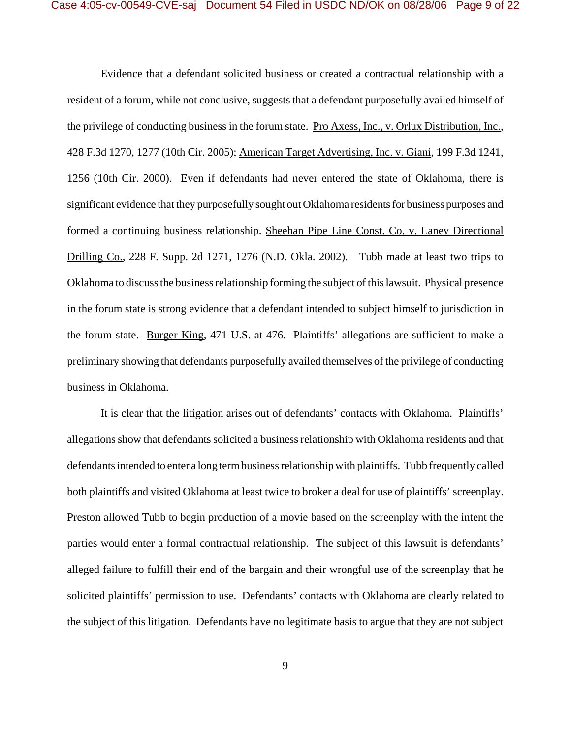Evidence that a defendant solicited business or created a contractual relationship with a resident of a forum, while not conclusive, suggests that a defendant purposefully availed himself of the privilege of conducting business in the forum state. Pro Axess, Inc., v. Orlux Distribution, Inc., 428 F.3d 1270, 1277 (10th Cir. 2005); American Target Advertising, Inc. v. Giani, 199 F.3d 1241, 1256 (10th Cir. 2000). Even if defendants had never entered the state of Oklahoma, there is significant evidence that they purposefully sought out Oklahoma residents for business purposes and formed a continuing business relationship. Sheehan Pipe Line Const. Co. v. Laney Directional Drilling Co., 228 F. Supp. 2d 1271, 1276 (N.D. Okla. 2002). Tubb made at least two trips to Oklahoma to discuss the business relationship forming the subject of this lawsuit. Physical presence in the forum state is strong evidence that a defendant intended to subject himself to jurisdiction in the forum state. Burger King, 471 U.S. at 476. Plaintiffs' allegations are sufficient to make a preliminary showing that defendants purposefully availed themselves of the privilege of conducting business in Oklahoma.

It is clear that the litigation arises out of defendants' contacts with Oklahoma. Plaintiffs' allegations show that defendants solicited a business relationship with Oklahoma residents and that defendants intended to enter a long term business relationship with plaintiffs. Tubb frequently called both plaintiffs and visited Oklahoma at least twice to broker a deal for use of plaintiffs' screenplay. Preston allowed Tubb to begin production of a movie based on the screenplay with the intent the parties would enter a formal contractual relationship. The subject of this lawsuit is defendants' alleged failure to fulfill their end of the bargain and their wrongful use of the screenplay that he solicited plaintiffs' permission to use. Defendants' contacts with Oklahoma are clearly related to the subject of this litigation. Defendants have no legitimate basis to argue that they are not subject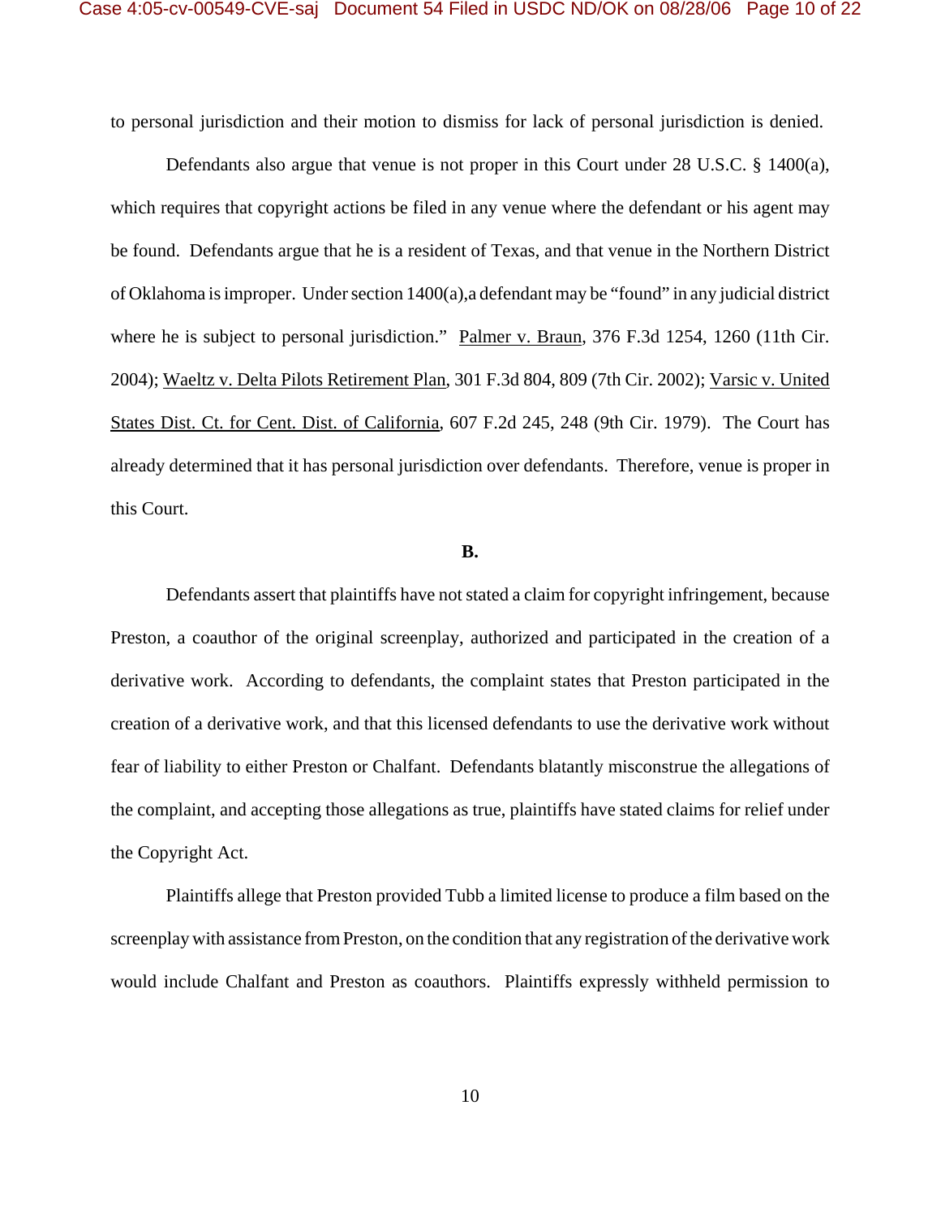to personal jurisdiction and their motion to dismiss for lack of personal jurisdiction is denied.

Defendants also argue that venue is not proper in this Court under 28 U.S.C. § 1400(a), which requires that copyright actions be filed in any venue where the defendant or his agent may be found. Defendants argue that he is a resident of Texas, and that venue in the Northern District of Oklahoma is improper. Under section 1400(a),a defendant may be "found" in any judicial district where he is subject to personal jurisdiction." Palmer v. Braun, 376 F.3d 1254, 1260 (11th Cir. 2004); Waeltz v. Delta Pilots Retirement Plan, 301 F.3d 804, 809 (7th Cir. 2002); Varsic v. United States Dist. Ct. for Cent. Dist. of California, 607 F.2d 245, 248 (9th Cir. 1979). The Court has already determined that it has personal jurisdiction over defendants. Therefore, venue is proper in this Court.

**B.**

Defendants assert that plaintiffs have not stated a claim for copyright infringement, because Preston, a coauthor of the original screenplay, authorized and participated in the creation of a derivative work. According to defendants, the complaint states that Preston participated in the creation of a derivative work, and that this licensed defendants to use the derivative work without fear of liability to either Preston or Chalfant. Defendants blatantly misconstrue the allegations of the complaint, and accepting those allegations as true, plaintiffs have stated claims for relief under the Copyright Act.

Plaintiffs allege that Preston provided Tubb a limited license to produce a film based on the screenplay with assistance from Preston, on the condition that any registration of the derivative work would include Chalfant and Preston as coauthors. Plaintiffs expressly withheld permission to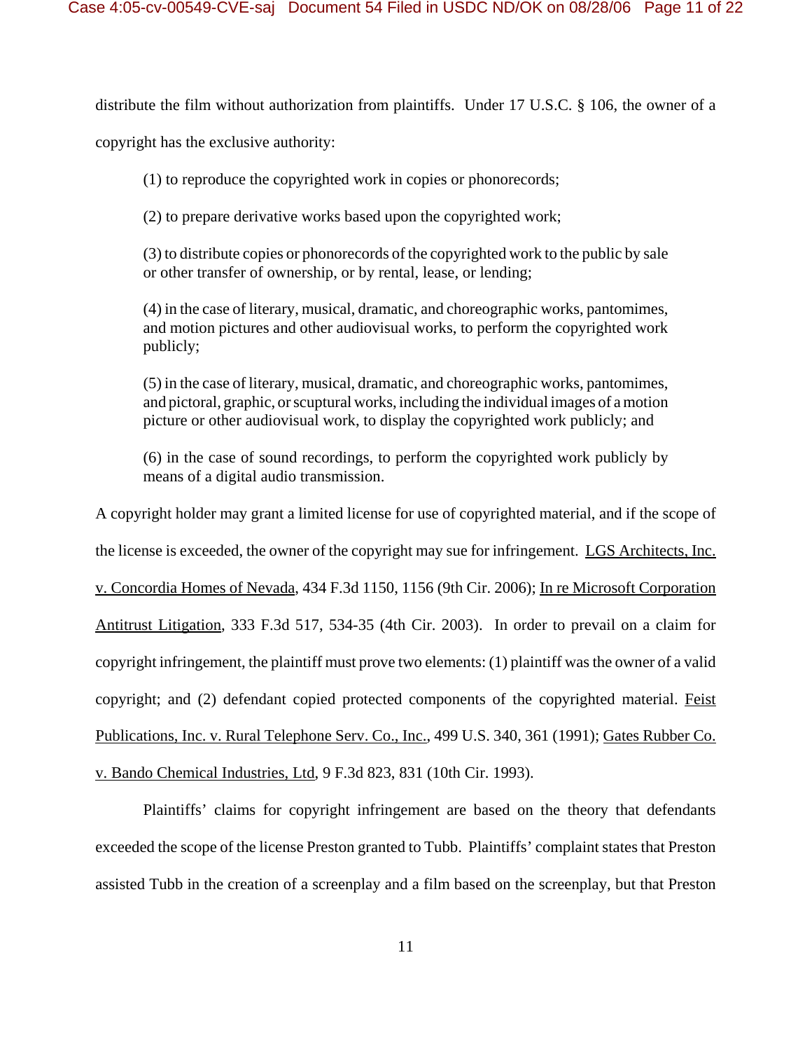distribute the film without authorization from plaintiffs. Under 17 U.S.C. § 106, the owner of a copyright has the exclusive authority:

> (1) to reproduce the copyrighted work in copies or phonorecords;
>
> (2) to prepare derivative works based upon the copyrighted work;
>
> (3) to distribute copies or phonorecords of the copyrighted work to the public by sale or other transfer of ownership, or by rental, lease, or lending;
>
> (4) in the case of literary, musical, dramatic, and choreographic works, pantomimes, and motion pictures and other audiovisual works, to perform the copyrighted work publicly;
>
> (5) in the case of literary, musical, dramatic, and choreographic works, pantomimes, and pictoral, graphic, or scuptural works, including the individual images of a motion picture or other audiovisual work, to display the copyrighted work publicly; and
>
> (6) in the case of sound recordings, to perform the copyrighted work publicly by means of a digital audio transmission.

A copyright holder may grant a limited license for use of copyrighted material, and if the scope of the license is exceeded, the owner of the copyright may sue for infringement. LGS Architects, Inc. v. Concordia Homes of Nevada, 434 F.3d 1150, 1156 (9th Cir. 2006); In re Microsoft Corporation Antitrust Litigation, 333 F.3d 517, 534-35 (4th Cir. 2003). In order to prevail on a claim for copyright infringement, the plaintiff must prove two elements: (1) plaintiff was the owner of a valid copyright; and (2) defendant copied protected components of the copyrighted material. Feist Publications, Inc. v. Rural Telephone Serv. Co., Inc., 499 U.S. 340, 361 (1991); Gates Rubber Co. v. Bando Chemical Industries, Ltd, 9 F.3d 823, 831 (10th Cir. 1993).

Plaintiffs' claims for copyright infringement are based on the theory that defendants exceeded the scope of the license Preston granted to Tubb. Plaintiffs' complaint states that Preston assisted Tubb in the creation of a screenplay and a film based on the screenplay, but that Preston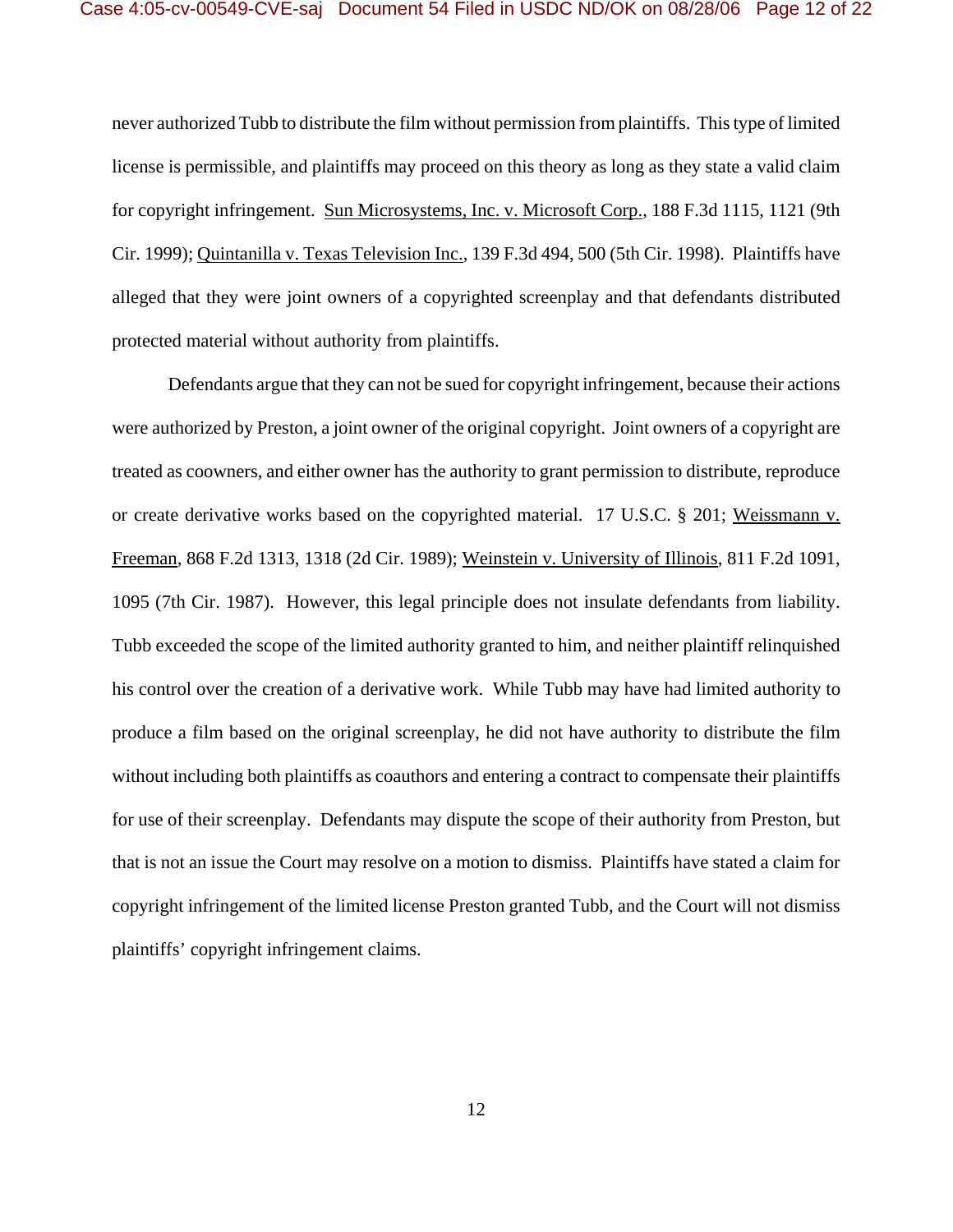never authorized Tubb to distribute the film without permission from plaintiffs. This type of limited license is permissible, and plaintiffs may proceed on this theory as long as they state a valid claim for copyright infringement. Sun Microsystems, Inc. v. Microsoft Corp., 188 F.3d 1115, 1121 (9th Cir. 1999); Quintanilla v. Texas Television Inc., 139 F.3d 494, 500 (5th Cir. 1998). Plaintiffs have alleged that they were joint owners of a copyrighted screenplay and that defendants distributed protected material without authority from plaintiffs.

Defendants argue that they can not be sued for copyright infringement, because their actions were authorized by Preston, a joint owner of the original copyright. Joint owners of a copyright are treated as coowners, and either owner has the authority to grant permission to distribute, reproduce or create derivative works based on the copyrighted material. 17 U.S.C. § 201; Weissmann v. Freeman, 868 F.2d 1313, 1318 (2d Cir. 1989); Weinstein v. University of Illinois, 811 F.2d 1091, 1095 (7th Cir. 1987). However, this legal principle does not insulate defendants from liability. Tubb exceeded the scope of the limited authority granted to him, and neither plaintiff relinquished his control over the creation of a derivative work. While Tubb may have had limited authority to produce a film based on the original screenplay, he did not have authority to distribute the film without including both plaintiffs as coauthors and entering a contract to compensate their plaintiffs for use of their screenplay. Defendants may dispute the scope of their authority from Preston, but that is not an issue the Court may resolve on a motion to dismiss. Plaintiffs have stated a claim for copyright infringement of the limited license Preston granted Tubb, and the Court will not dismiss plaintiffs' copyright infringement claims.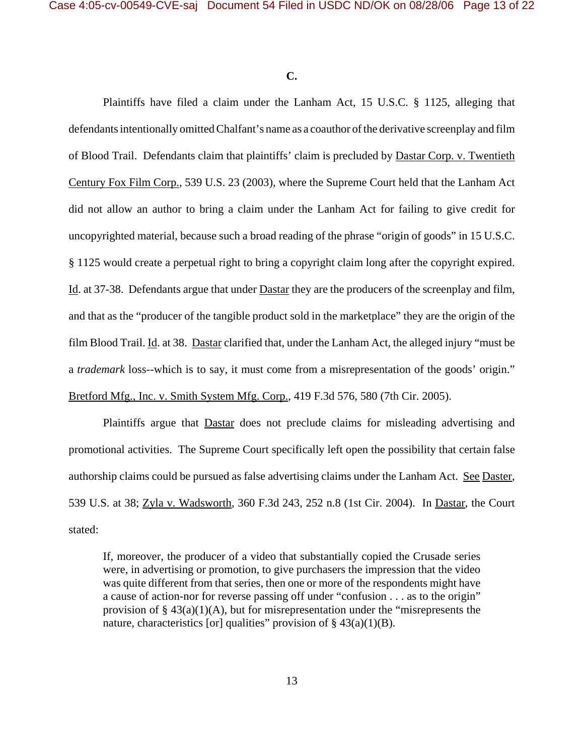**C.**

Plaintiffs have filed a claim under the Lanham Act, 15 U.S.C. § 1125, alleging that defendants intentionally omitted Chalfant's name as a coauthor of the derivative screenplay and film of Blood Trail. Defendants claim that plaintiffs' claim is precluded by Dastar Corp. v. Twentieth Century Fox Film Corp., 539 U.S. 23 (2003), where the Supreme Court held that the Lanham Act did not allow an author to bring a claim under the Lanham Act for failing to give credit for uncopyrighted material, because such a broad reading of the phrase "origin of goods" in 15 U.S.C. § 1125 would create a perpetual right to bring a copyright claim long after the copyright expired. Id. at 37-38. Defendants argue that under Dastar they are the producers of the screenplay and film, and that as the "producer of the tangible product sold in the marketplace" they are the origin of the film Blood Trail. Id. at 38. Dastar clarified that, under the Lanham Act, the alleged injury "must be a *trademark* loss--which is to say, it must come from a misrepresentation of the goods' origin." Bretford Mfg., Inc. v. Smith System Mfg. Corp., 419 F.3d 576, 580 (7th Cir. 2005).

Plaintiffs argue that Dastar does not preclude claims for misleading advertising and promotional activities. The Supreme Court specifically left open the possibility that certain false authorship claims could be pursued as false advertising claims under the Lanham Act. See Daster, 539 U.S. at 38; Zyla v. Wadsworth, 360 F.3d 243, 252 n.8 (1st Cir. 2004). In Dastar, the Court stated:

> If, moreover, the producer of a video that substantially copied the Crusade series were, in advertising or promotion, to give purchasers the impression that the video was quite different from that series, then one or more of the respondents might have a cause of action-nor for reverse passing off under "confusion . . . as to the origin" provision of § 43(a)(1)(A), but for misrepresentation under the "misrepresents the nature, characteristics [or] qualities" provision of § 43(a)(1)(B).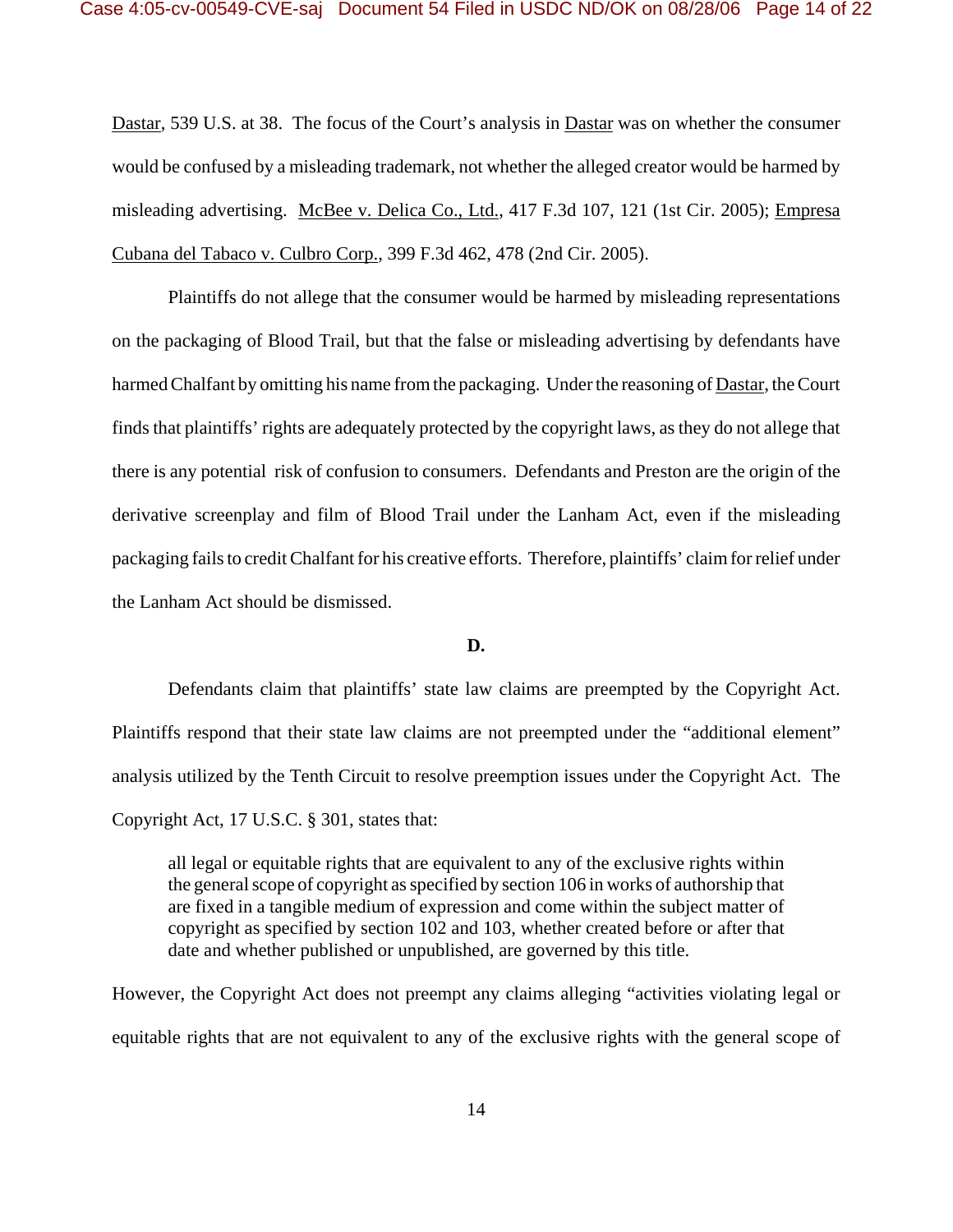Dastar, 539 U.S. at 38. The focus of the Court's analysis in Dastar was on whether the consumer would be confused by a misleading trademark, not whether the alleged creator would be harmed by misleading advertising. McBee v. Delica Co., Ltd., 417 F.3d 107, 121 (1st Cir. 2005); Empresa Cubana del Tabaco v. Culbro Corp., 399 F.3d 462, 478 (2nd Cir. 2005).

Plaintiffs do not allege that the consumer would be harmed by misleading representations on the packaging of Blood Trail, but that the false or misleading advertising by defendants have harmed Chalfant by omitting his name from the packaging. Under the reasoning of Dastar, the Court finds that plaintiffs' rights are adequately protected by the copyright laws, as they do not allege that there is any potential risk of confusion to consumers. Defendants and Preston are the origin of the derivative screenplay and film of Blood Trail under the Lanham Act, even if the misleading packaging fails to credit Chalfant for his creative efforts. Therefore, plaintiffs' claim for relief under the Lanham Act should be dismissed.

**D.**

Defendants claim that plaintiffs' state law claims are preempted by the Copyright Act. Plaintiffs respond that their state law claims are not preempted under the "additional element" analysis utilized by the Tenth Circuit to resolve preemption issues under the Copyright Act. The Copyright Act, 17 U.S.C. § 301, states that:

> all legal or equitable rights that are equivalent to any of the exclusive rights within the general scope of copyright as specified by section 106 in works of authorship that are fixed in a tangible medium of expression and come within the subject matter of copyright as specified by section 102 and 103, whether created before or after that date and whether published or unpublished, are governed by this title.

However, the Copyright Act does not preempt any claims alleging "activities violating legal or equitable rights that are not equivalent to any of the exclusive rights with the general scope of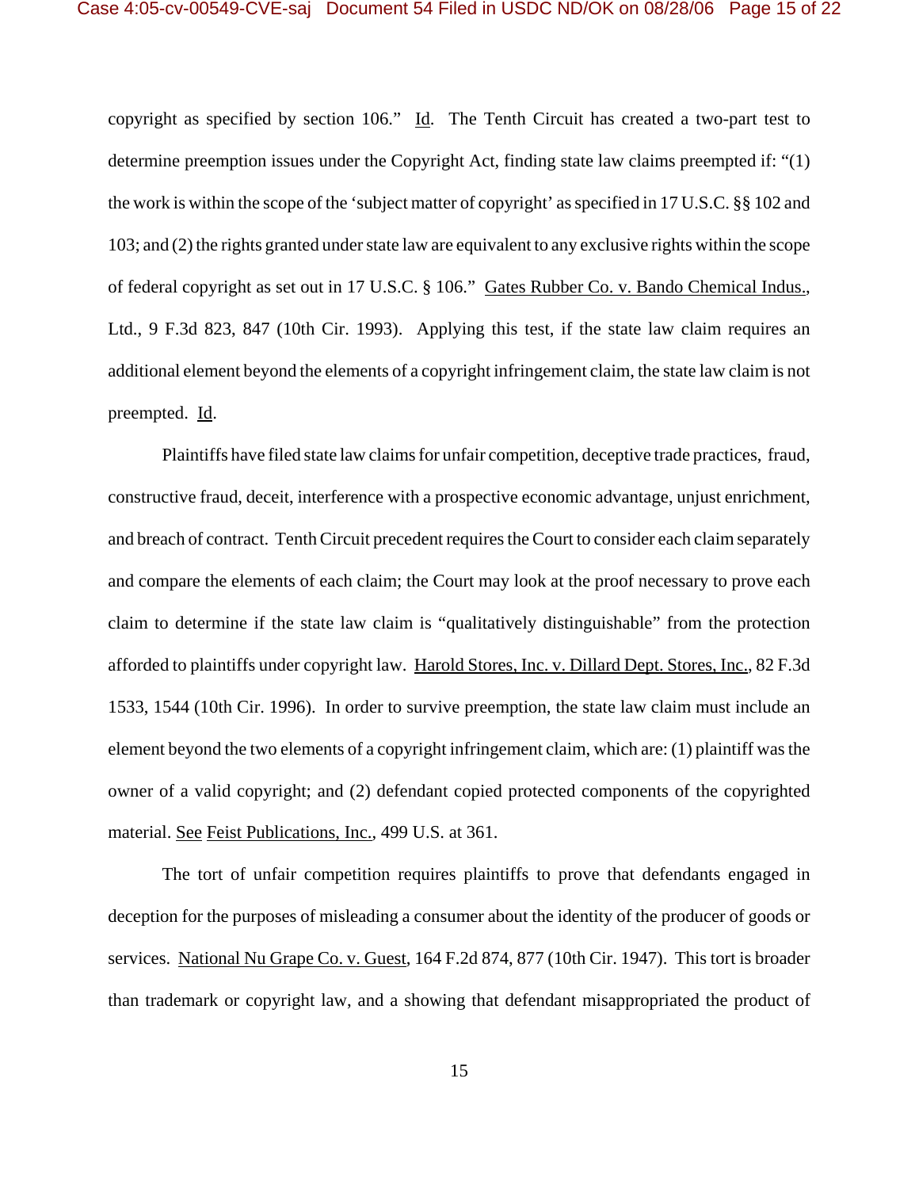copyright as specified by section 106." Id. The Tenth Circuit has created a two-part test to determine preemption issues under the Copyright Act, finding state law claims preempted if: "(1) the work is within the scope of the 'subject matter of copyright' as specified in 17 U.S.C. §§ 102 and 103; and (2) the rights granted under state law are equivalent to any exclusive rights within the scope of federal copyright as set out in 17 U.S.C. § 106." Gates Rubber Co. v. Bando Chemical Indus., Ltd., 9 F.3d 823, 847 (10th Cir. 1993). Applying this test, if the state law claim requires an additional element beyond the elements of a copyright infringement claim, the state law claim is not preempted. Id.

Plaintiffs have filed state law claims for unfair competition, deceptive trade practices, fraud, constructive fraud, deceit, interference with a prospective economic advantage, unjust enrichment, and breach of contract. Tenth Circuit precedent requires the Court to consider each claim separately and compare the elements of each claim; the Court may look at the proof necessary to prove each claim to determine if the state law claim is "qualitatively distinguishable" from the protection afforded to plaintiffs under copyright law. Harold Stores, Inc. v. Dillard Dept. Stores, Inc., 82 F.3d 1533, 1544 (10th Cir. 1996). In order to survive preemption, the state law claim must include an element beyond the two elements of a copyright infringement claim, which are: (1) plaintiff was the owner of a valid copyright; and (2) defendant copied protected components of the copyrighted material. See Feist Publications, Inc., 499 U.S. at 361.

The tort of unfair competition requires plaintiffs to prove that defendants engaged in deception for the purposes of misleading a consumer about the identity of the producer of goods or services. National Nu Grape Co. v. Guest, 164 F.2d 874, 877 (10th Cir. 1947). This tort is broader than trademark or copyright law, and a showing that defendant misappropriated the product of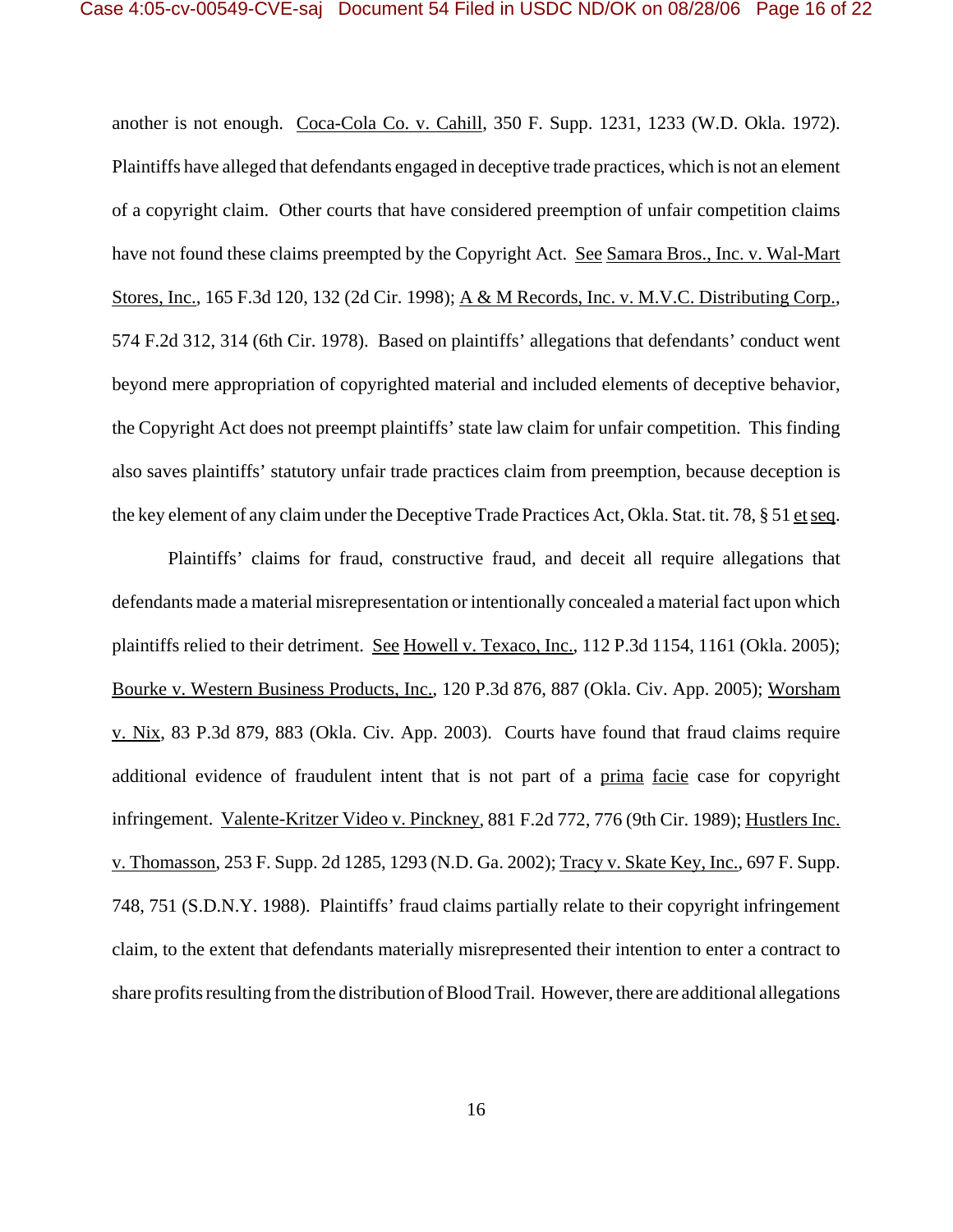another is not enough. Coca-Cola Co. v. Cahill, 350 F. Supp. 1231, 1233 (W.D. Okla. 1972). Plaintiffs have alleged that defendants engaged in deceptive trade practices, which is not an element of a copyright claim. Other courts that have considered preemption of unfair competition claims have not found these claims preempted by the Copyright Act. See Samara Bros., Inc. v. Wal-Mart Stores, Inc., 165 F.3d 120, 132 (2d Cir. 1998); A & M Records, Inc. v. M.V.C. Distributing Corp., 574 F.2d 312, 314 (6th Cir. 1978). Based on plaintiffs' allegations that defendants' conduct went beyond mere appropriation of copyrighted material and included elements of deceptive behavior, the Copyright Act does not preempt plaintiffs' state law claim for unfair competition. This finding also saves plaintiffs' statutory unfair trade practices claim from preemption, because deception is the key element of any claim under the Deceptive Trade Practices Act, Okla. Stat. tit. 78, § 51 et seq.

Plaintiffs' claims for fraud, constructive fraud, and deceit all require allegations that defendants made a material misrepresentation or intentionally concealed a material fact upon which plaintiffs relied to their detriment. See Howell v. Texaco, Inc., 112 P.3d 1154, 1161 (Okla. 2005); Bourke v. Western Business Products, Inc., 120 P.3d 876, 887 (Okla. Civ. App. 2005); Worsham v. Nix, 83 P.3d 879, 883 (Okla. Civ. App. 2003). Courts have found that fraud claims require additional evidence of fraudulent intent that is not part of a prima facie case for copyright infringement. Valente-Kritzer Video v. Pinckney, 881 F.2d 772, 776 (9th Cir. 1989); Hustlers Inc. v. Thomasson, 253 F. Supp. 2d 1285, 1293 (N.D. Ga. 2002); Tracy v. Skate Key, Inc., 697 F. Supp. 748, 751 (S.D.N.Y. 1988). Plaintiffs' fraud claims partially relate to their copyright infringement claim, to the extent that defendants materially misrepresented their intention to enter a contract to share profits resulting from the distribution of Blood Trail. However, there are additional allegations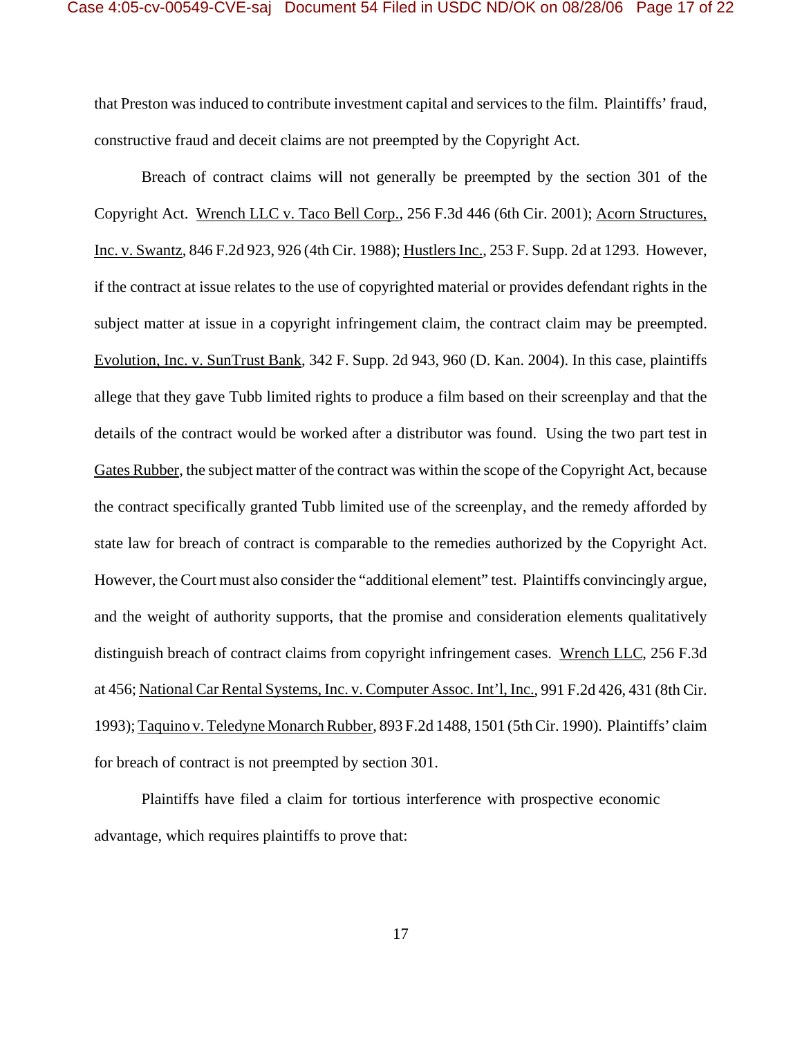that Preston was induced to contribute investment capital and services to the film. Plaintiffs' fraud, constructive fraud and deceit claims are not preempted by the Copyright Act.

Breach of contract claims will not generally be preempted by the section 301 of the Copyright Act. Wrench LLC v. Taco Bell Corp., 256 F.3d 446 (6th Cir. 2001); Acorn Structures, Inc. v. Swantz, 846 F.2d 923, 926 (4th Cir. 1988); Hustlers Inc., 253 F. Supp. 2d at 1293. However, if the contract at issue relates to the use of copyrighted material or provides defendant rights in the subject matter at issue in a copyright infringement claim, the contract claim may be preempted. Evolution, Inc. v. SunTrust Bank, 342 F. Supp. 2d 943, 960 (D. Kan. 2004). In this case, plaintiffs allege that they gave Tubb limited rights to produce a film based on their screenplay and that the details of the contract would be worked after a distributor was found. Using the two part test in Gates Rubber, the subject matter of the contract was within the scope of the Copyright Act, because the contract specifically granted Tubb limited use of the screenplay, and the remedy afforded by state law for breach of contract is comparable to the remedies authorized by the Copyright Act. However, the Court must also consider the "additional element" test. Plaintiffs convincingly argue, and the weight of authority supports, that the promise and consideration elements qualitatively distinguish breach of contract claims from copyright infringement cases. Wrench LLC, 256 F.3d at 456; National Car Rental Systems, Inc. v. Computer Assoc. Int'l, Inc., 991 F.2d 426, 431 (8th Cir. 1993); Taquino v. Teledyne Monarch Rubber, 893 F.2d 1488, 1501 (5th Cir. 1990). Plaintiffs' claim for breach of contract is not preempted by section 301.

Plaintiffs have filed a claim for tortious interference with prospective economic advantage, which requires plaintiffs to prove that: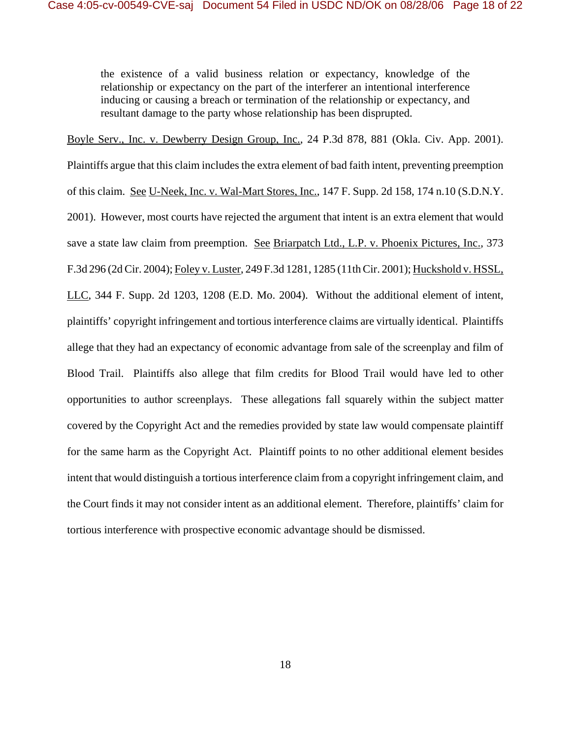> the existence of a valid business relation or expectancy, knowledge of the relationship or expectancy on the part of the interferer an intentional interference inducing or causing a breach or termination of the relationship or expectancy, and resultant damage to the party whose relationship has been disprupted.

Boyle Serv., Inc. v. Dewberry Design Group, Inc., 24 P.3d 878, 881 (Okla. Civ. App. 2001). Plaintiffs argue that this claim includes the extra element of bad faith intent, preventing preemption of this claim. See U-Neek, Inc. v. Wal-Mart Stores, Inc., 147 F. Supp. 2d 158, 174 n.10 (S.D.N.Y. 2001). However, most courts have rejected the argument that intent is an extra element that would save a state law claim from preemption. See Briarpatch Ltd., L.P. v. Phoenix Pictures, Inc., 373 F.3d 296 (2d Cir. 2004); Foley v. Luster, 249 F.3d 1281, 1285 (11th Cir. 2001); Huckshold v. HSSL, LLC, 344 F. Supp. 2d 1203, 1208 (E.D. Mo. 2004). Without the additional element of intent, plaintiffs' copyright infringement and tortious interference claims are virtually identical. Plaintiffs allege that they had an expectancy of economic advantage from sale of the screenplay and film of Blood Trail. Plaintiffs also allege that film credits for Blood Trail would have led to other opportunities to author screenplays. These allegations fall squarely within the subject matter covered by the Copyright Act and the remedies provided by state law would compensate plaintiff for the same harm as the Copyright Act. Plaintiff points to no other additional element besides intent that would distinguish a tortious interference claim from a copyright infringement claim, and the Court finds it may not consider intent as an additional element. Therefore, plaintiffs' claim for tortious interference with prospective economic advantage should be dismissed.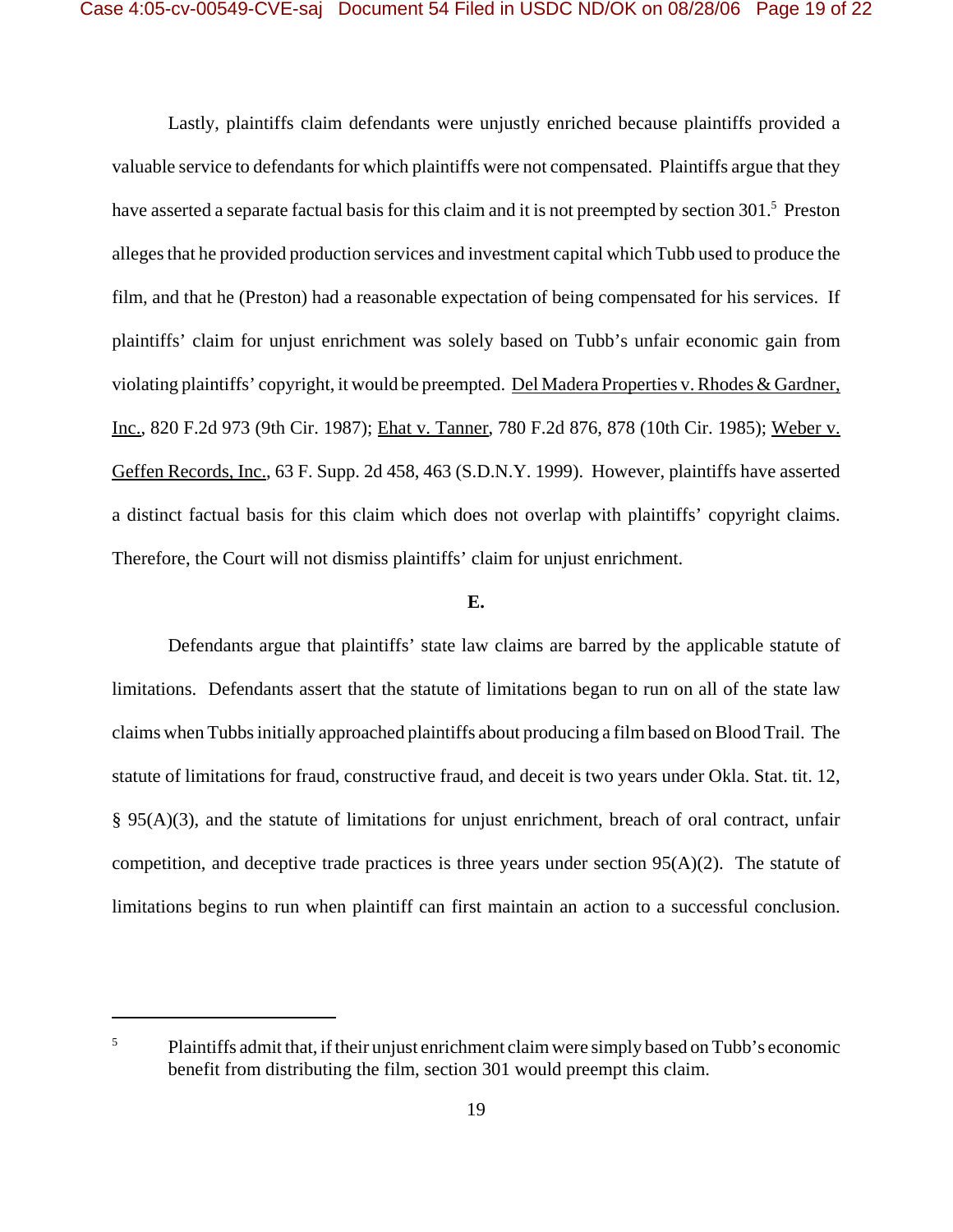Lastly, plaintiffs claim defendants were unjustly enriched because plaintiffs provided a valuable service to defendants for which plaintiffs were not compensated. Plaintiffs argue that they have asserted a separate factual basis for this claim and it is not preempted by section 301.[5] Preston alleges that he provided production services and investment capital which Tubb used to produce the film, and that he (Preston) had a reasonable expectation of being compensated for his services. If plaintiffs' claim for unjust enrichment was solely based on Tubb's unfair economic gain from violating plaintiffs' copyright, it would be preempted. Del Madera Properties v. Rhodes & Gardner, Inc., 820 F.2d 973 (9th Cir. 1987); Ehat v. Tanner, 780 F.2d 876, 878 (10th Cir. 1985); Weber v. Geffen Records, Inc., 63 F. Supp. 2d 458, 463 (S.D.N.Y. 1999). However, plaintiffs have asserted a distinct factual basis for this claim which does not overlap with plaintiffs' copyright claims. Therefore, the Court will not dismiss plaintiffs' claim for unjust enrichment.

**E.**

Defendants argue that plaintiffs' state law claims are barred by the applicable statute of limitations. Defendants assert that the statute of limitations began to run on all of the state law claims when Tubbs initially approached plaintiffs about producing a film based on Blood Trail. The statute of limitations for fraud, constructive fraud, and deceit is two years under Okla. Stat. tit. 12, § 95(A)(3), and the statute of limitations for unjust enrichment, breach of oral contract, unfair competition, and deceptive trade practices is three years under section 95(A)(2). The statute of limitations begins to run when plaintiff can first maintain an action to a successful conclusion.

---

[5] Plaintiffs admit that, if their unjust enrichment claim were simply based on Tubb's economic benefit from distributing the film, section 301 would preempt this claim.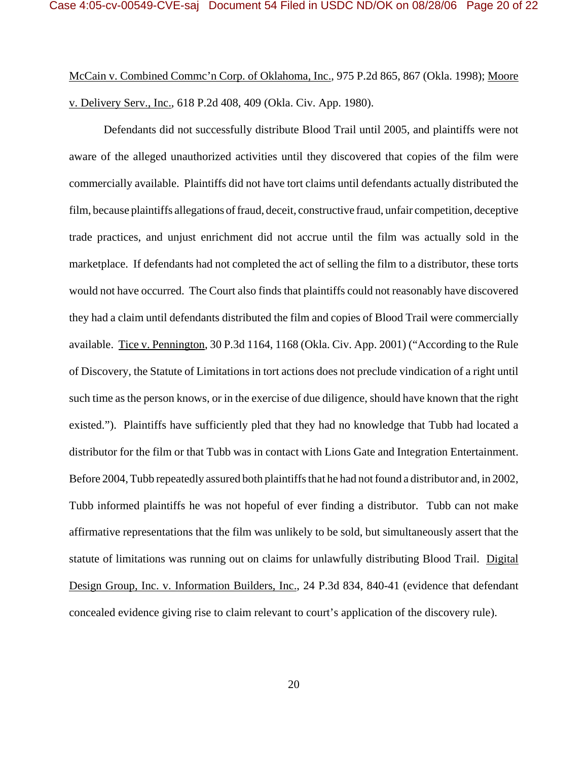McCain v. Combined Commc'n Corp. of Oklahoma, Inc., 975 P.2d 865, 867 (Okla. 1998); Moore v. Delivery Serv., Inc., 618 P.2d 408, 409 (Okla. Civ. App. 1980).

Defendants did not successfully distribute Blood Trail until 2005, and plaintiffs were not aware of the alleged unauthorized activities until they discovered that copies of the film were commercially available. Plaintiffs did not have tort claims until defendants actually distributed the film, because plaintiffs allegations of fraud, deceit, constructive fraud, unfair competition, deceptive trade practices, and unjust enrichment did not accrue until the film was actually sold in the marketplace. If defendants had not completed the act of selling the film to a distributor, these torts would not have occurred. The Court also finds that plaintiffs could not reasonably have discovered they had a claim until defendants distributed the film and copies of Blood Trail were commercially available. Tice v. Pennington, 30 P.3d 1164, 1168 (Okla. Civ. App. 2001) ("According to the Rule of Discovery, the Statute of Limitations in tort actions does not preclude vindication of a right until such time as the person knows, or in the exercise of due diligence, should have known that the right existed."). Plaintiffs have sufficiently pled that they had no knowledge that Tubb had located a distributor for the film or that Tubb was in contact with Lions Gate and Integration Entertainment. Before 2004, Tubb repeatedly assured both plaintiffs that he had not found a distributor and, in 2002, Tubb informed plaintiffs he was not hopeful of ever finding a distributor. Tubb can not make affirmative representations that the film was unlikely to be sold, but simultaneously assert that the statute of limitations was running out on claims for unlawfully distributing Blood Trail. Digital Design Group, Inc. v. Information Builders, Inc., 24 P.3d 834, 840-41 (evidence that defendant concealed evidence giving rise to claim relevant to court's application of the discovery rule).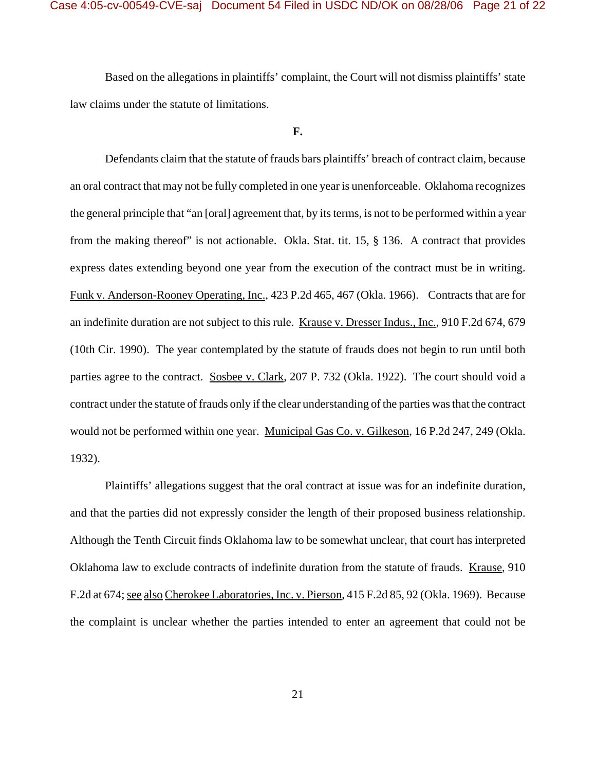Based on the allegations in plaintiffs' complaint, the Court will not dismiss plaintiffs' state law claims under the statute of limitations.

**F.**

Defendants claim that the statute of frauds bars plaintiffs' breach of contract claim, because an oral contract that may not be fully completed in one year is unenforceable. Oklahoma recognizes the general principle that "an [oral] agreement that, by its terms, is not to be performed within a year from the making thereof" is not actionable. Okla. Stat. tit. 15, § 136. A contract that provides express dates extending beyond one year from the execution of the contract must be in writing. Funk v. Anderson-Rooney Operating, Inc., 423 P.2d 465, 467 (Okla. 1966). Contracts that are for an indefinite duration are not subject to this rule. Krause v. Dresser Indus., Inc., 910 F.2d 674, 679 (10th Cir. 1990). The year contemplated by the statute of frauds does not begin to run until both parties agree to the contract. Sosbee v. Clark, 207 P. 732 (Okla. 1922). The court should void a contract under the statute of frauds only if the clear understanding of the parties was that the contract would not be performed within one year. Municipal Gas Co. v. Gilkeson, 16 P.2d 247, 249 (Okla. 1932).

Plaintiffs' allegations suggest that the oral contract at issue was for an indefinite duration, and that the parties did not expressly consider the length of their proposed business relationship. Although the Tenth Circuit finds Oklahoma law to be somewhat unclear, that court has interpreted Oklahoma law to exclude contracts of indefinite duration from the statute of frauds. Krause, 910 F.2d at 674; see also Cherokee Laboratories, Inc. v. Pierson, 415 F.2d 85, 92 (Okla. 1969). Because the complaint is unclear whether the parties intended to enter an agreement that could not be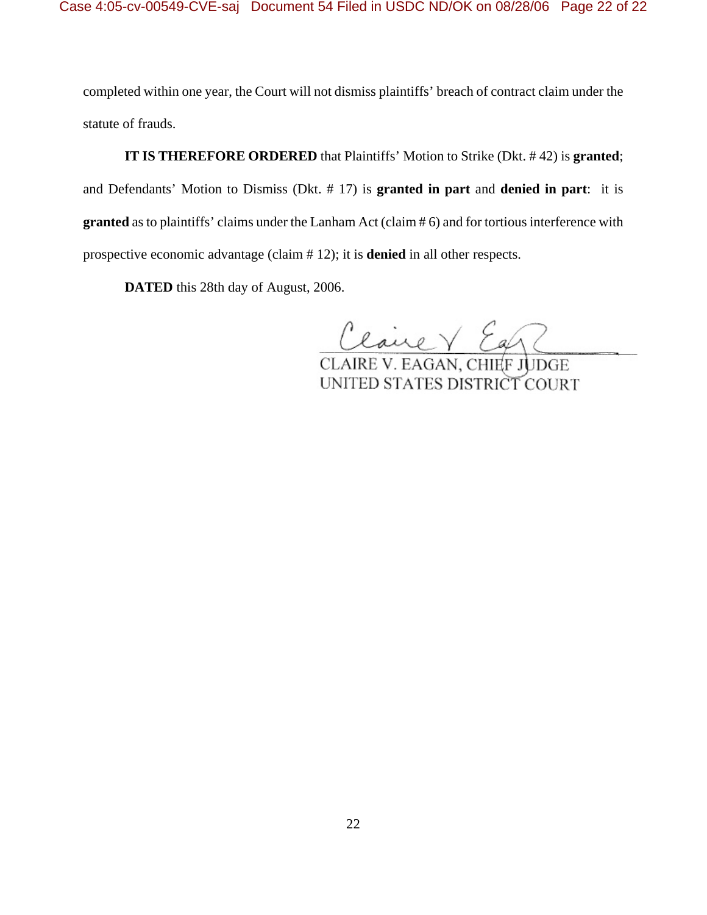completed within one year, the Court will not dismiss plaintiffs' breach of contract claim under the statute of frauds.

**IT IS THEREFORE ORDERED** that Plaintiffs' Motion to Strike (Dkt. # 42) is **granted**; and Defendants' Motion to Dismiss (Dkt. # 17) is **granted in part** and **denied in part**: it is **granted** as to plaintiffs' claims under the Lanham Act (claim # 6) and for tortious interference with prospective economic advantage (claim # 12); it is **denied** in all other respects.

**DATED** this 28th day of August, 2006.

CLAIRE V. EAGAN, CHIEF JUDGE
UNITED STATES DISTRICT COURT